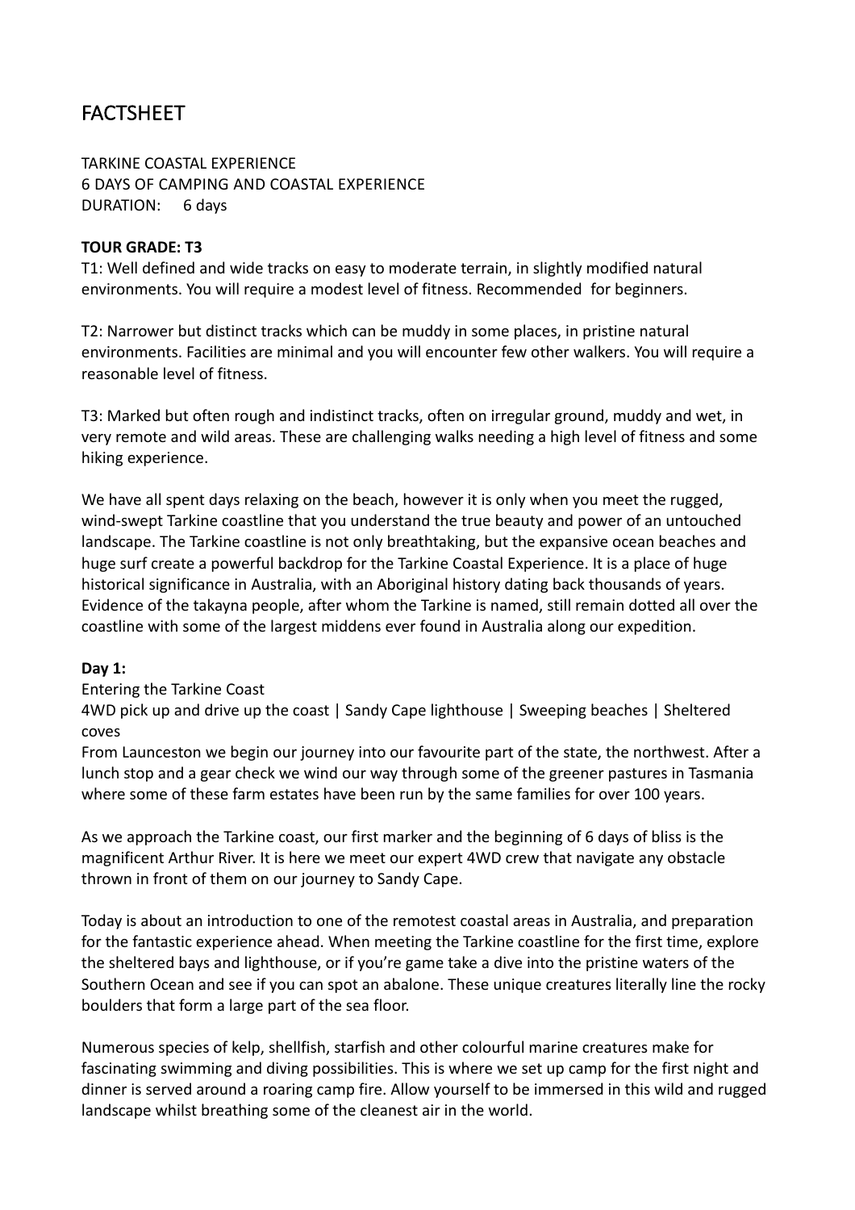# FACTSHEET

TARKINE COASTAL EXPERIENCE
6 DAYS OF CAMPING AND COASTAL EXPERIENCE
DURATION: 6 days

**TOUR GRADE: T3**

T1: Well defined and wide tracks on easy to moderate terrain, in slightly modified natural environments. You will require a modest level of fitness. Recommended for beginners.

T2: Narrower but distinct tracks which can be muddy in some places, in pristine natural environments. Facilities are minimal and you will encounter few other walkers. You will require a reasonable level of fitness.

T3: Marked but often rough and indistinct tracks, often on irregular ground, muddy and wet, in very remote and wild areas. These are challenging walks needing a high level of fitness and some hiking experience.

We have all spent days relaxing on the beach, however it is only when you meet the rugged, wind-swept Tarkine coastline that you understand the true beauty and power of an untouched landscape. The Tarkine coastline is not only breathtaking, but the expansive ocean beaches and huge surf create a powerful backdrop for the Tarkine Coastal Experience. It is a place of huge historical significance in Australia, with an Aboriginal history dating back thousands of years. Evidence of the takayna people, after whom the Tarkine is named, still remain dotted all over the coastline with some of the largest middens ever found in Australia along our expedition.

**Day 1:**

Entering the Tarkine Coast

4WD pick up and drive up the coast | Sandy Cape lighthouse | Sweeping beaches | Sheltered coves

From Launceston we begin our journey into our favourite part of the state, the northwest. After a lunch stop and a gear check we wind our way through some of the greener pastures in Tasmania where some of these farm estates have been run by the same families for over 100 years.

As we approach the Tarkine coast, our first marker and the beginning of 6 days of bliss is the magnificent Arthur River. It is here we meet our expert 4WD crew that navigate any obstacle thrown in front of them on our journey to Sandy Cape.

Today is about an introduction to one of the remotest coastal areas in Australia, and preparation for the fantastic experience ahead. When meeting the Tarkine coastline for the first time, explore the sheltered bays and lighthouse, or if you're game take a dive into the pristine waters of the Southern Ocean and see if you can spot an abalone. These unique creatures literally line the rocky boulders that form a large part of the sea floor.

Numerous species of kelp, shellfish, starfish and other colourful marine creatures make for fascinating swimming and diving possibilities. This is where we set up camp for the first night and dinner is served around a roaring camp fire. Allow yourself to be immersed in this wild and rugged landscape whilst breathing some of the cleanest air in the world.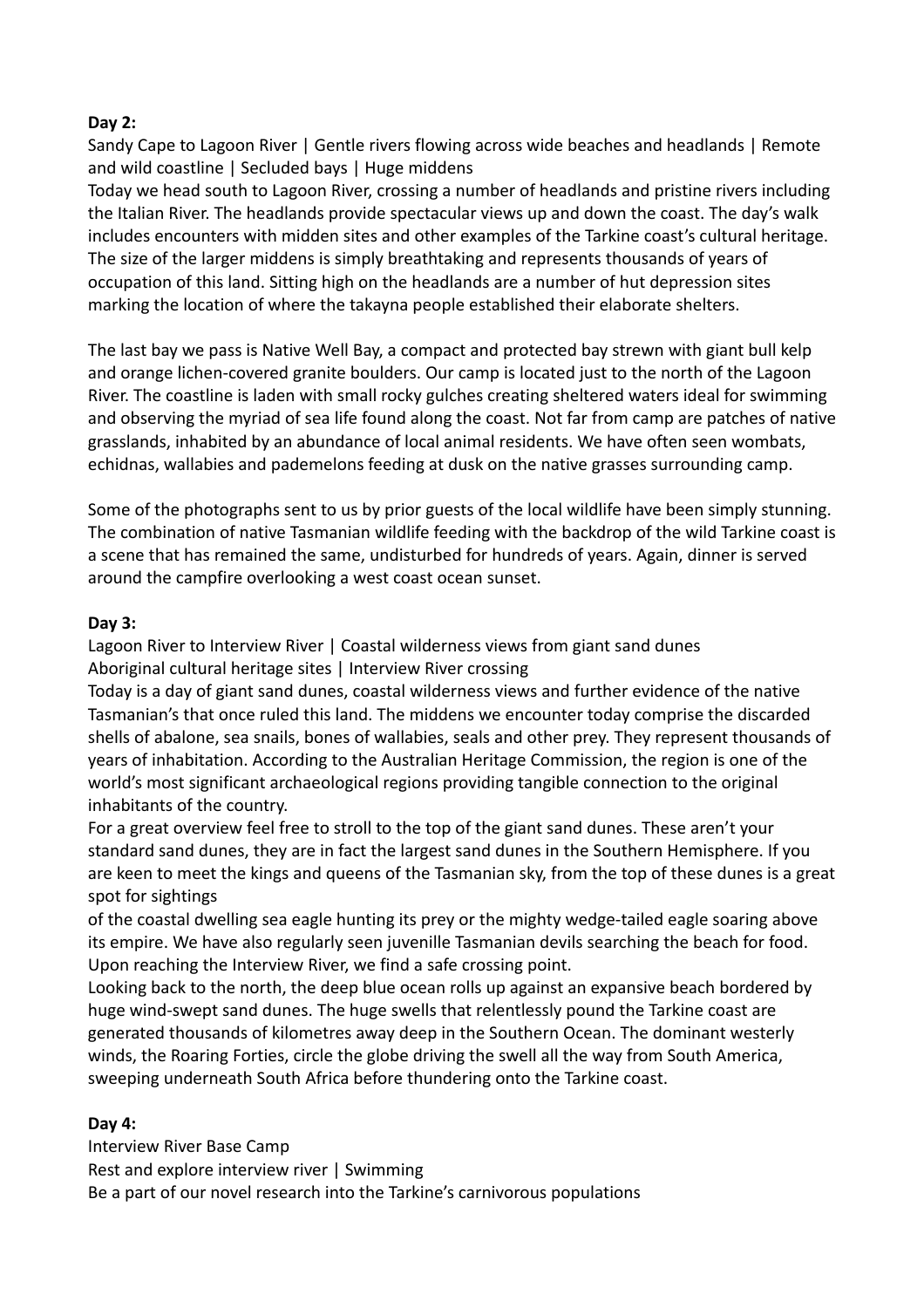**Day 2:**

Sandy Cape to Lagoon River | Gentle rivers flowing across wide beaches and headlands | Remote and wild coastline | Secluded bays | Huge middens

Today we head south to Lagoon River, crossing a number of headlands and pristine rivers including the Italian River. The headlands provide spectacular views up and down the coast. The day's walk includes encounters with midden sites and other examples of the Tarkine coast's cultural heritage. The size of the larger middens is simply breathtaking and represents thousands of years of occupation of this land. Sitting high on the headlands are a number of hut depression sites marking the location of where the takayna people established their elaborate shelters.

The last bay we pass is Native Well Bay, a compact and protected bay strewn with giant bull kelp and orange lichen-covered granite boulders. Our camp is located just to the north of the Lagoon River. The coastline is laden with small rocky gulches creating sheltered waters ideal for swimming and observing the myriad of sea life found along the coast. Not far from camp are patches of native grasslands, inhabited by an abundance of local animal residents. We have often seen wombats, echidnas, wallabies and pademelons feeding at dusk on the native grasses surrounding camp.

Some of the photographs sent to us by prior guests of the local wildlife have been simply stunning. The combination of native Tasmanian wildlife feeding with the backdrop of the wild Tarkine coast is a scene that has remained the same, undisturbed for hundreds of years. Again, dinner is served around the campfire overlooking a west coast ocean sunset.

**Day 3:**

Lagoon River to Interview River | Coastal wilderness views from giant sand dunes
Aboriginal cultural heritage sites | Interview River crossing

Today is a day of giant sand dunes, coastal wilderness views and further evidence of the native Tasmanian's that once ruled this land. The middens we encounter today comprise the discarded shells of abalone, sea snails, bones of wallabies, seals and other prey. They represent thousands of years of inhabitation. According to the Australian Heritage Commission, the region is one of the world's most significant archaeological regions providing tangible connection to the original inhabitants of the country.

For a great overview feel free to stroll to the top of the giant sand dunes. These aren't your standard sand dunes, they are in fact the largest sand dunes in the Southern Hemisphere. If you are keen to meet the kings and queens of the Tasmanian sky, from the top of these dunes is a great spot for sightings of the coastal dwelling sea eagle hunting its prey or the mighty wedge-tailed eagle soaring above its empire. We have also regularly seen juvenille Tasmanian devils searching the beach for food.

Upon reaching the Interview River, we find a safe crossing point.

Looking back to the north, the deep blue ocean rolls up against an expansive beach bordered by huge wind-swept sand dunes. The huge swells that relentlessly pound the Tarkine coast are generated thousands of kilometres away deep in the Southern Ocean. The dominant westerly winds, the Roaring Forties, circle the globe driving the swell all the way from South America, sweeping underneath South Africa before thundering onto the Tarkine coast.

**Day 4:**

Interview River Base Camp
Rest and explore interview river | Swimming
Be a part of our novel research into the Tarkine's carnivorous populations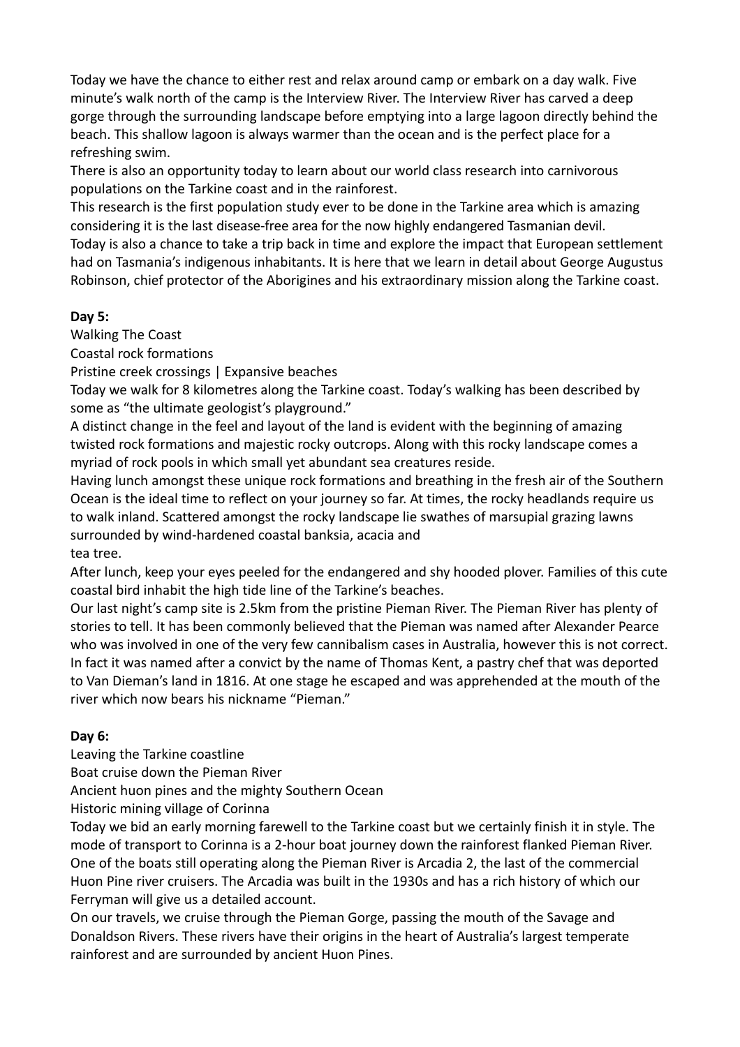Today we have the chance to either rest and relax around camp or embark on a day walk. Five minute's walk north of the camp is the Interview River. The Interview River has carved a deep gorge through the surrounding landscape before emptying into a large lagoon directly behind the beach. This shallow lagoon is always warmer than the ocean and is the perfect place for a refreshing swim.

There is also an opportunity today to learn about our world class research into carnivorous populations on the Tarkine coast and in the rainforest.

This research is the first population study ever to be done in the Tarkine area which is amazing considering it is the last disease-free area for the now highly endangered Tasmanian devil.

Today is also a chance to take a trip back in time and explore the impact that European settlement had on Tasmania's indigenous inhabitants. It is here that we learn in detail about George Augustus Robinson, chief protector of the Aborigines and his extraordinary mission along the Tarkine coast.

**Day 5:**

Walking The Coast

Coastal rock formations

Pristine creek crossings | Expansive beaches

Today we walk for 8 kilometres along the Tarkine coast. Today's walking has been described by some as "the ultimate geologist's playground."

A distinct change in the feel and layout of the land is evident with the beginning of amazing twisted rock formations and majestic rocky outcrops. Along with this rocky landscape comes a myriad of rock pools in which small yet abundant sea creatures reside.

Having lunch amongst these unique rock formations and breathing in the fresh air of the Southern Ocean is the ideal time to reflect on your journey so far. At times, the rocky headlands require us to walk inland. Scattered amongst the rocky landscape lie swathes of marsupial grazing lawns surrounded by wind-hardened coastal banksia, acacia and tea tree.

After lunch, keep your eyes peeled for the endangered and shy hooded plover. Families of this cute coastal bird inhabit the high tide line of the Tarkine's beaches.

Our last night's camp site is 2.5km from the pristine Pieman River. The Pieman River has plenty of stories to tell. It has been commonly believed that the Pieman was named after Alexander Pearce who was involved in one of the very few cannibalism cases in Australia, however this is not correct. In fact it was named after a convict by the name of Thomas Kent, a pastry chef that was deported to Van Dieman's land in 1816. At one stage he escaped and was apprehended at the mouth of the river which now bears his nickname "Pieman."

**Day 6:**

Leaving the Tarkine coastline

Boat cruise down the Pieman River

Ancient huon pines and the mighty Southern Ocean

Historic mining village of Corinna

Today we bid an early morning farewell to the Tarkine coast but we certainly finish it in style. The mode of transport to Corinna is a 2-hour boat journey down the rainforest flanked Pieman River. One of the boats still operating along the Pieman River is Arcadia 2, the last of the commercial Huon Pine river cruisers. The Arcadia was built in the 1930s and has a rich history of which our Ferryman will give us a detailed account.

On our travels, we cruise through the Pieman Gorge, passing the mouth of the Savage and Donaldson Rivers. These rivers have their origins in the heart of Australia's largest temperate rainforest and are surrounded by ancient Huon Pines.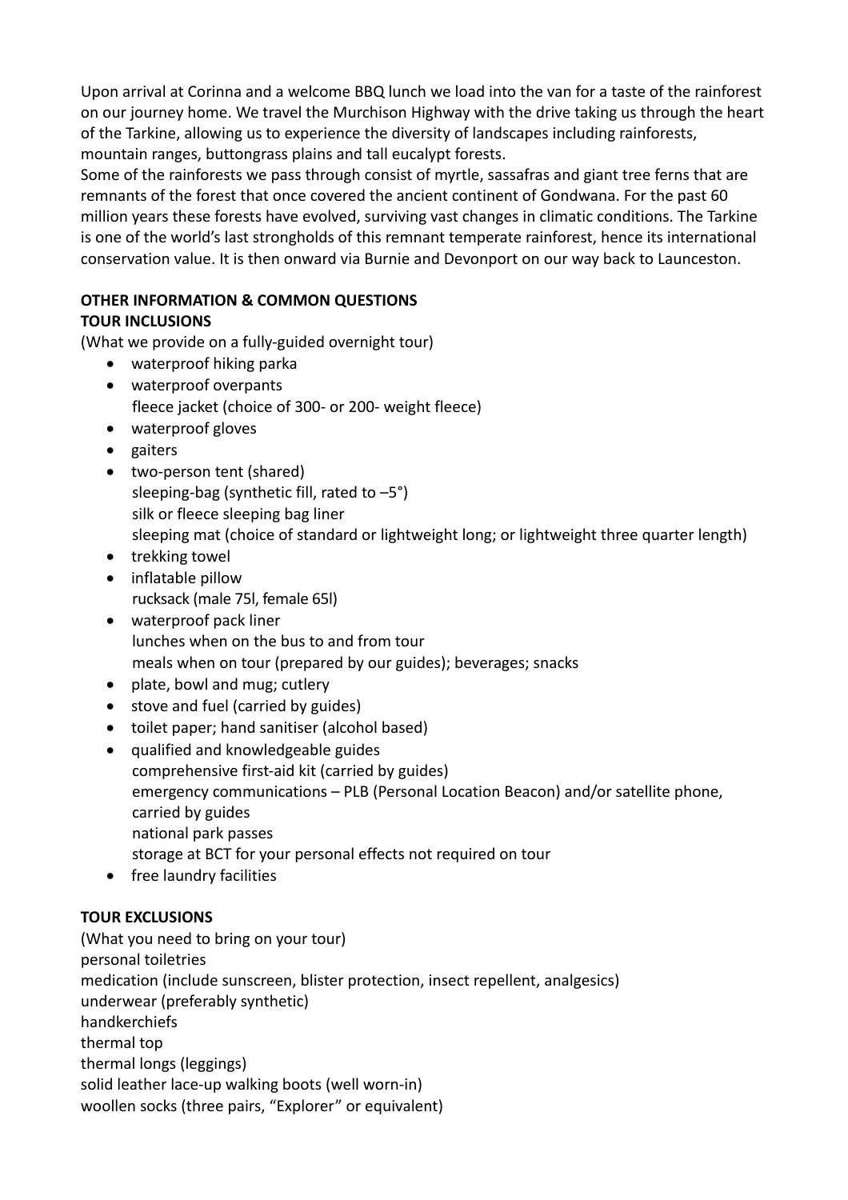Upon arrival at Corinna and a welcome BBQ lunch we load into the van for a taste of the rainforest on our journey home. We travel the Murchison Highway with the drive taking us through the heart of the Tarkine, allowing us to experience the diversity of landscapes including rainforests, mountain ranges, buttongrass plains and tall eucalypt forests.

Some of the rainforests we pass through consist of myrtle, sassafras and giant tree ferns that are remnants of the forest that once covered the ancient continent of Gondwana. For the past 60 million years these forests have evolved, surviving vast changes in climatic conditions. The Tarkine is one of the world's last strongholds of this remnant temperate rainforest, hence its international conservation value. It is then onward via Burnie and Devonport on our way back to Launceston.

**OTHER INFORMATION & COMMON QUESTIONS**

**TOUR INCLUSIONS**

(What we provide on a fully-guided overnight tour)

- waterproof hiking parka
- waterproof overpants
  fleece jacket (choice of 300- or 200- weight fleece)
- waterproof gloves
- gaiters
- two-person tent (shared)
  sleeping-bag (synthetic fill, rated to –5°)
  silk or fleece sleeping bag liner
  sleeping mat (choice of standard or lightweight long; or lightweight three quarter length)
- trekking towel
- inflatable pillow
  rucksack (male 75l, female 65l)
- waterproof pack liner
  lunches when on the bus to and from tour
  meals when on tour (prepared by our guides); beverages; snacks
- plate, bowl and mug; cutlery
- stove and fuel (carried by guides)
- toilet paper; hand sanitiser (alcohol based)
- qualified and knowledgeable guides
  comprehensive first-aid kit (carried by guides)
  emergency communications – PLB (Personal Location Beacon) and/or satellite phone, carried by guides
  national park passes
  storage at BCT for your personal effects not required on tour
- free laundry facilities

**TOUR EXCLUSIONS**

(What you need to bring on your tour)
personal toiletries
medication (include sunscreen, blister protection, insect repellent, analgesics)
underwear (preferably synthetic)
handkerchiefs
thermal top
thermal longs (leggings)
solid leather lace-up walking boots (well worn-in)
woollen socks (three pairs, "Explorer" or equivalent)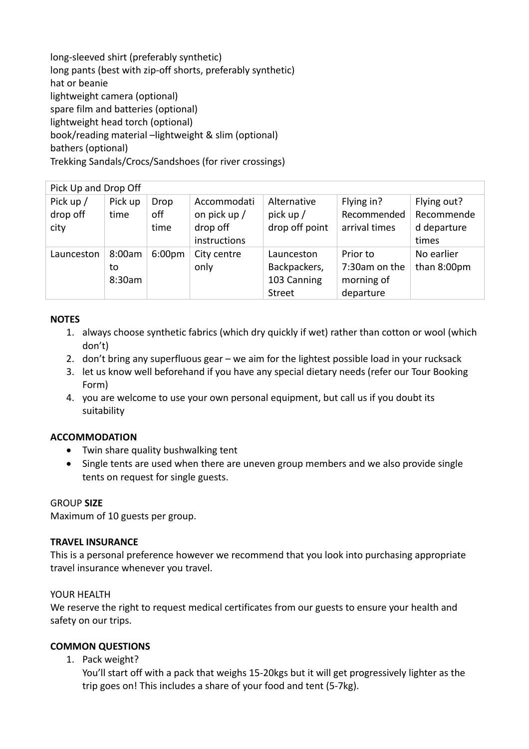long-sleeved shirt (preferably synthetic)
long pants (best with zip-off shorts, preferably synthetic)
hat or beanie
lightweight camera (optional)
spare film and batteries (optional)
lightweight head torch (optional)
book/reading material –lightweight & slim (optional)
bathers (optional)
Trekking Sandals/Crocs/Sandshoes (for river crossings)

| Pick Up and Drop Off | | | | | | |
|---|---|---|---|---|---|---|
| Pick up / drop off city | Pick up time | Drop off time | Accommodation pick up / drop off instructions | Alternative pick up / drop off point | Flying in? Recommended arrival times | Flying out? Recommended departure times |
| Launceston | 8:00am to 8:30am | 6:00pm | City centre only | Launceston Backpackers, 103 Canning Street | Prior to 7:30am on the morning of departure | No earlier than 8:00pm |

**NOTES**

1. always choose synthetic fabrics (which dry quickly if wet) rather than cotton or wool (which don't)
2. don't bring any superfluous gear – we aim for the lightest possible load in your rucksack
3. let us know well beforehand if you have any special dietary needs (refer our Tour Booking Form)
4. you are welcome to use your own personal equipment, but call us if you doubt its suitability

**ACCOMMODATION**

- Twin share quality bushwalking tent
- Single tents are used when there are uneven group members and we also provide single tents on request for single guests.

GROUP **SIZE**

Maximum of 10 guests per group.

**TRAVEL INSURANCE**

This is a personal preference however we recommend that you look into purchasing appropriate travel insurance whenever you travel.

YOUR HEALTH

We reserve the right to request medical certificates from our guests to ensure your health and safety on our trips.

**COMMON QUESTIONS**

1. Pack weight?
   You'll start off with a pack that weighs 15-20kgs but it will get progressively lighter as the trip goes on! This includes a share of your food and tent (5-7kg).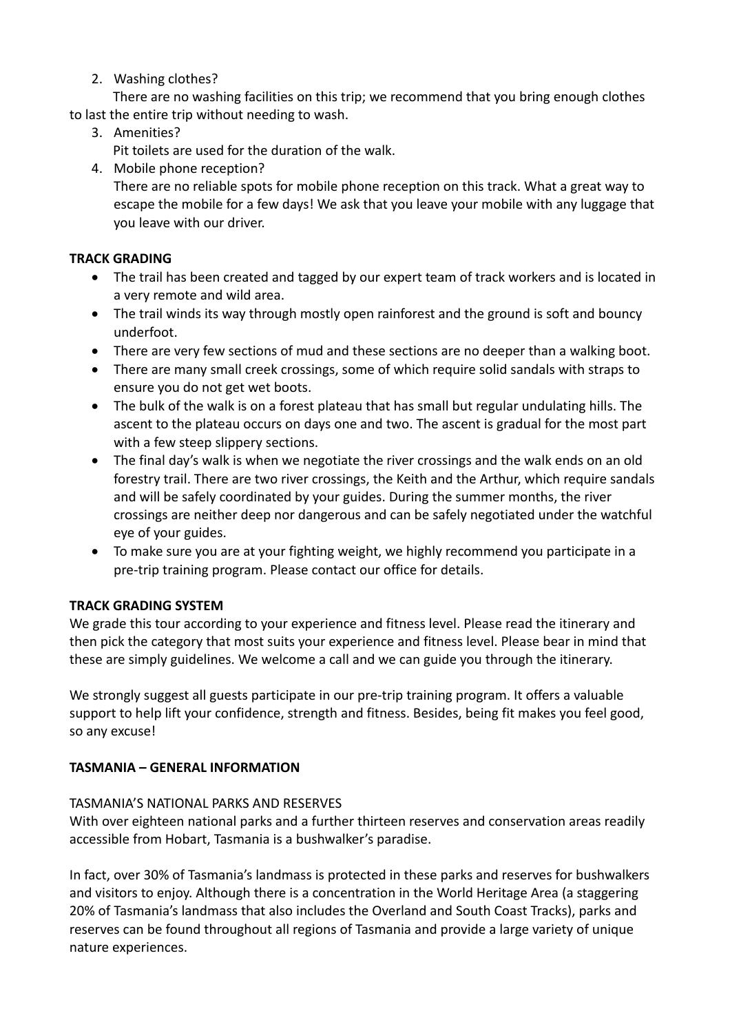2. Washing clothes?

   There are no washing facilities on this trip; we recommend that you bring enough clothes to last the entire trip without needing to wash.

3. Amenities?

   Pit toilets are used for the duration of the walk.

4. Mobile phone reception?

   There are no reliable spots for mobile phone reception on this track. What a great way to escape the mobile for a few days! We ask that you leave your mobile with any luggage that you leave with our driver.

**TRACK GRADING**

- The trail has been created and tagged by our expert team of track workers and is located in a very remote and wild area.
- The trail winds its way through mostly open rainforest and the ground is soft and bouncy underfoot.
- There are very few sections of mud and these sections are no deeper than a walking boot.
- There are many small creek crossings, some of which require solid sandals with straps to ensure you do not get wet boots.
- The bulk of the walk is on a forest plateau that has small but regular undulating hills. The ascent to the plateau occurs on days one and two. The ascent is gradual for the most part with a few steep slippery sections.
- The final day's walk is when we negotiate the river crossings and the walk ends on an old forestry trail. There are two river crossings, the Keith and the Arthur, which require sandals and will be safely coordinated by your guides. During the summer months, the river crossings are neither deep nor dangerous and can be safely negotiated under the watchful eye of your guides.
- To make sure you are at your fighting weight, we highly recommend you participate in a pre-trip training program. Please contact our office for details.

**TRACK GRADING SYSTEM**

We grade this tour according to your experience and fitness level. Please read the itinerary and then pick the category that most suits your experience and fitness level. Please bear in mind that these are simply guidelines. We welcome a call and we can guide you through the itinerary.

We strongly suggest all guests participate in our pre-trip training program. It offers a valuable support to help lift your confidence, strength and fitness. Besides, being fit makes you feel good, so any excuse!

**TASMANIA – GENERAL INFORMATION**

TASMANIA'S NATIONAL PARKS AND RESERVES

With over eighteen national parks and a further thirteen reserves and conservation areas readily accessible from Hobart, Tasmania is a bushwalker's paradise.

In fact, over 30% of Tasmania's landmass is protected in these parks and reserves for bushwalkers and visitors to enjoy. Although there is a concentration in the World Heritage Area (a staggering 20% of Tasmania's landmass that also includes the Overland and South Coast Tracks), parks and reserves can be found throughout all regions of Tasmania and provide a large variety of unique nature experiences.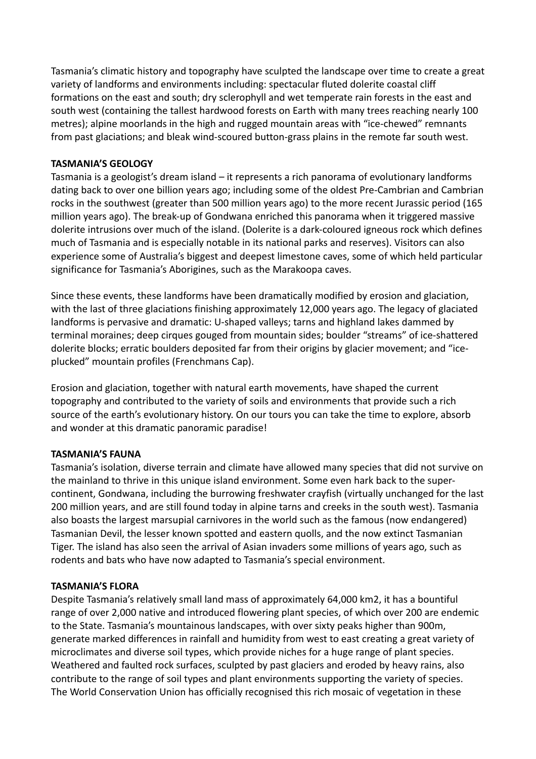Tasmania's climatic history and topography have sculpted the landscape over time to create a great variety of landforms and environments including: spectacular fluted dolerite coastal cliff formations on the east and south; dry sclerophyll and wet temperate rain forests in the east and south west (containing the tallest hardwood forests on Earth with many trees reaching nearly 100 metres); alpine moorlands in the high and rugged mountain areas with "ice-chewed" remnants from past glaciations; and bleak wind-scoured button-grass plains in the remote far south west.

## TASMANIA'S GEOLOGY

Tasmania is a geologist's dream island – it represents a rich panorama of evolutionary landforms dating back to over one billion years ago; including some of the oldest Pre-Cambrian and Cambrian rocks in the southwest (greater than 500 million years ago) to the more recent Jurassic period (165 million years ago). The break-up of Gondwana enriched this panorama when it triggered massive dolerite intrusions over much of the island. (Dolerite is a dark-coloured igneous rock which defines much of Tasmania and is especially notable in its national parks and reserves). Visitors can also experience some of Australia's biggest and deepest limestone caves, some of which held particular significance for Tasmania's Aborigines, such as the Marakoopa caves.

Since these events, these landforms have been dramatically modified by erosion and glaciation, with the last of three glaciations finishing approximately 12,000 years ago. The legacy of glaciated landforms is pervasive and dramatic: U-shaped valleys; tarns and highland lakes dammed by terminal moraines; deep cirques gouged from mountain sides; boulder "streams" of ice-shattered dolerite blocks; erratic boulders deposited far from their origins by glacier movement; and "ice-plucked" mountain profiles (Frenchmans Cap).

Erosion and glaciation, together with natural earth movements, have shaped the current topography and contributed to the variety of soils and environments that provide such a rich source of the earth's evolutionary history. On our tours you can take the time to explore, absorb and wonder at this dramatic panoramic paradise!

## TASMANIA'S FAUNA

Tasmania's isolation, diverse terrain and climate have allowed many species that did not survive on the mainland to thrive in this unique island environment. Some even hark back to the super-continent, Gondwana, including the burrowing freshwater crayfish (virtually unchanged for the last 200 million years, and are still found today in alpine tarns and creeks in the south west). Tasmania also boasts the largest marsupial carnivores in the world such as the famous (now endangered) Tasmanian Devil, the lesser known spotted and eastern quolls, and the now extinct Tasmanian Tiger. The island has also seen the arrival of Asian invaders some millions of years ago, such as rodents and bats who have now adapted to Tasmania's special environment.

## TASMANIA'S FLORA

Despite Tasmania's relatively small land mass of approximately 64,000 km2, it has a bountiful range of over 2,000 native and introduced flowering plant species, of which over 200 are endemic to the State. Tasmania's mountainous landscapes, with over sixty peaks higher than 900m, generate marked differences in rainfall and humidity from west to east creating a great variety of microclimates and diverse soil types, which provide niches for a huge range of plant species. Weathered and faulted rock surfaces, sculpted by past glaciers and eroded by heavy rains, also contribute to the range of soil types and plant environments supporting the variety of species. The World Conservation Union has officially recognised this rich mosaic of vegetation in these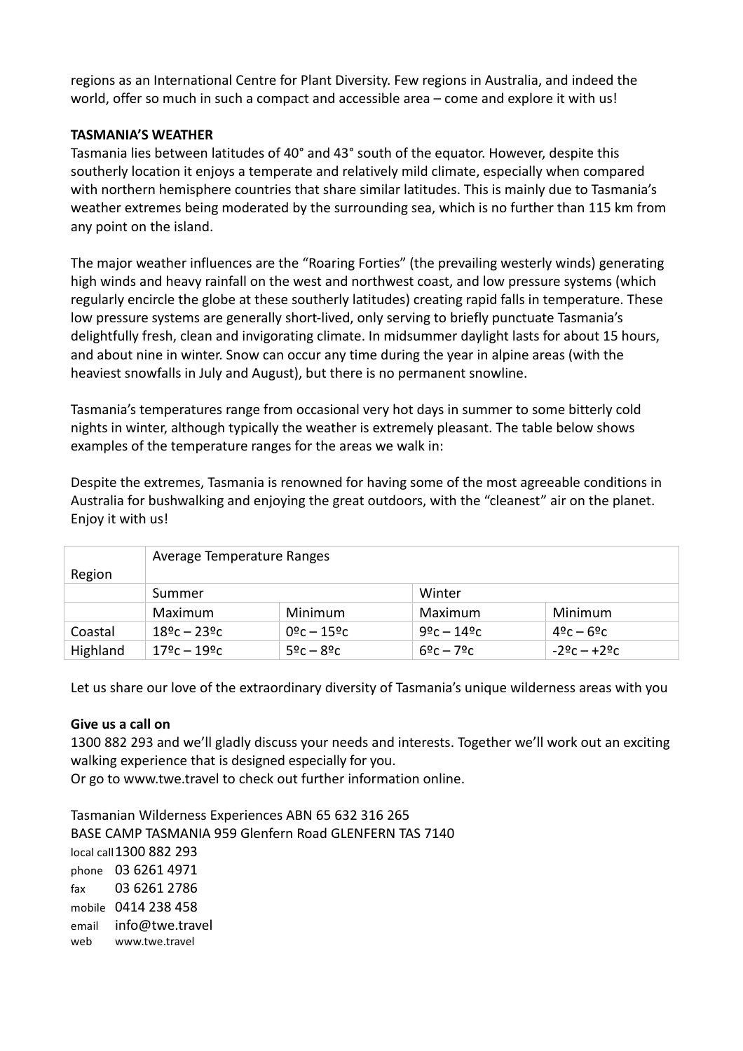regions as an International Centre for Plant Diversity. Few regions in Australia, and indeed the world, offer so much in such a compact and accessible area – come and explore it with us!

**TASMANIA'S WEATHER**

Tasmania lies between latitudes of 40° and 43° south of the equator. However, despite this southerly location it enjoys a temperate and relatively mild climate, especially when compared with northern hemisphere countries that share similar latitudes. This is mainly due to Tasmania's weather extremes being moderated by the surrounding sea, which is no further than 115 km from any point on the island.

The major weather influences are the "Roaring Forties" (the prevailing westerly winds) generating high winds and heavy rainfall on the west and northwest coast, and low pressure systems (which regularly encircle the globe at these southerly latitudes) creating rapid falls in temperature. These low pressure systems are generally short-lived, only serving to briefly punctuate Tasmania's delightfully fresh, clean and invigorating climate. In midsummer daylight lasts for about 15 hours, and about nine in winter. Snow can occur any time during the year in alpine areas (with the heaviest snowfalls in July and August), but there is no permanent snowline.

Tasmania's temperatures range from occasional very hot days in summer to some bitterly cold nights in winter, although typically the weather is extremely pleasant. The table below shows examples of the temperature ranges for the areas we walk in:

Despite the extremes, Tasmania is renowned for having some of the most agreeable conditions in Australia for bushwalking and enjoying the great outdoors, with the "cleanest" air on the planet. Enjoy it with us!

| Region | Average Temperature Ranges | | | |
|---|---|---|---|---|
| | Summer | | Winter | |
| | Maximum | Minimum | Maximum | Minimum |
| Coastal | 18ºc – 23ºc | 0ºc – 15ºc | 9ºc – 14ºc | 4ºc – 6ºc |
| Highland | 17ºc – 19ºc | 5ºc – 8ºc | 6ºc – 7ºc | -2ºc – +2ºc |

Let us share our love of the extraordinary diversity of Tasmania's unique wilderness areas with you

**Give us a call on**

1300 882 293 and we'll gladly discuss your needs and interests. Together we'll work out an exciting walking experience that is designed especially for you.
Or go to www.twe.travel to check out further information online.

Tasmanian Wilderness Experiences ABN 65 632 316 265
BASE CAMP TASMANIA 959 Glenfern Road GLENFERN TAS 7140
local call 1300 882 293
phone 03 6261 4971
fax 03 6261 2786
mobile 0414 238 458
email info@twe.travel
web www.twe.travel